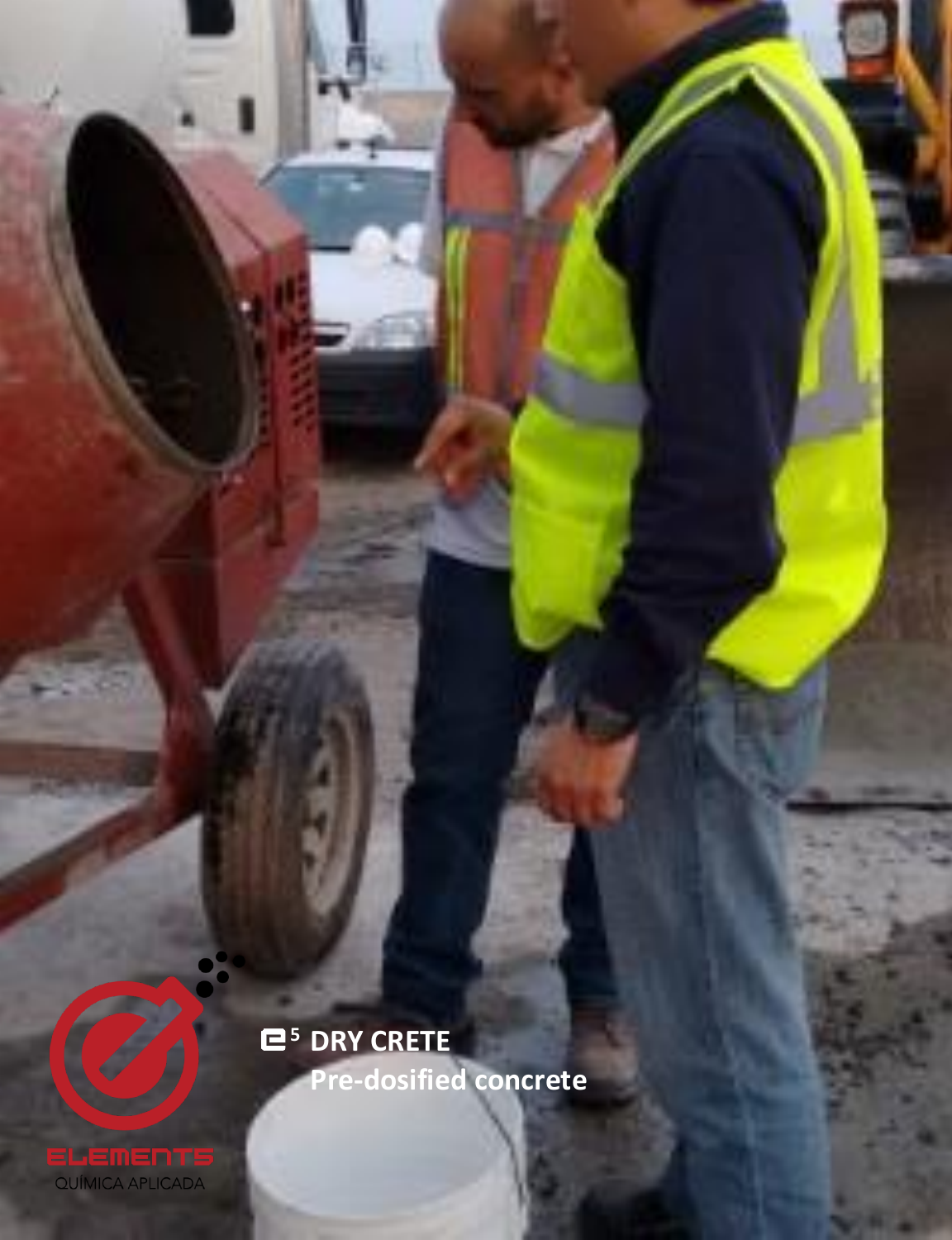ELEMENTS

QUÍMICA APLICADA

# e[5] DRY CRETE

## Pre-dosified concrete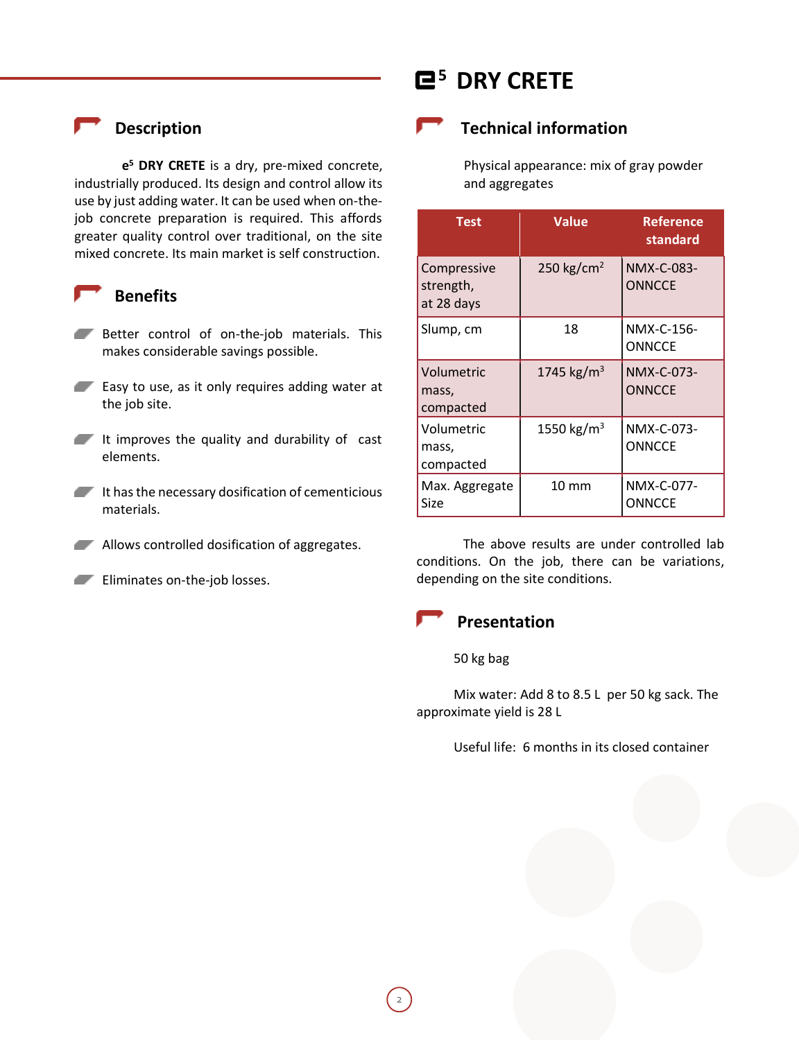# e[5] DRY CRETE

## Description

**e[5] DRY CRETE** is a dry, pre-mixed concrete, industrially produced. Its design and control allow its use by just adding water. It can be used when on-the-job concrete preparation is required. This affords greater quality control over traditional, on the site mixed concrete. Its main market is self construction.

## Benefits

- Better control of on-the-job materials. This makes considerable savings possible.
- Easy to use, as it only requires adding water at the job site.
- It improves the quality and durability of cast elements.
- It has the necessary dosification of cementicious materials.
- Allows controlled dosification of aggregates.
- Eliminates on-the-job losses.

## Technical information

Physical appearance: mix of gray powder and aggregates

| Test | Value | Reference standard |
|---|---|---|
| Compressive strength, at 28 days | 250 $kg/cm^2$ | NMX-C-083-ONNCCE |
| Slump, cm | 18 | NMX-C-156-ONNCCE |
| Volumetric mass, compacted | 1745 $kg/m^3$ | NMX-C-073-ONNCCE |
| Volumetric mass, compacted | 1550 $kg/m^3$ | NMX-C-073-ONNCCE |
| Max. Aggregate Size | 10 mm | NMX-C-077-ONNCCE |

The above results are under controlled lab conditions. On the job, there can be variations, depending on the site conditions.

## Presentation

50 kg bag

Mix water: Add 8 to 8.5 L per 50 kg sack. The approximate yield is 28 L

Useful life: 6 months in its closed container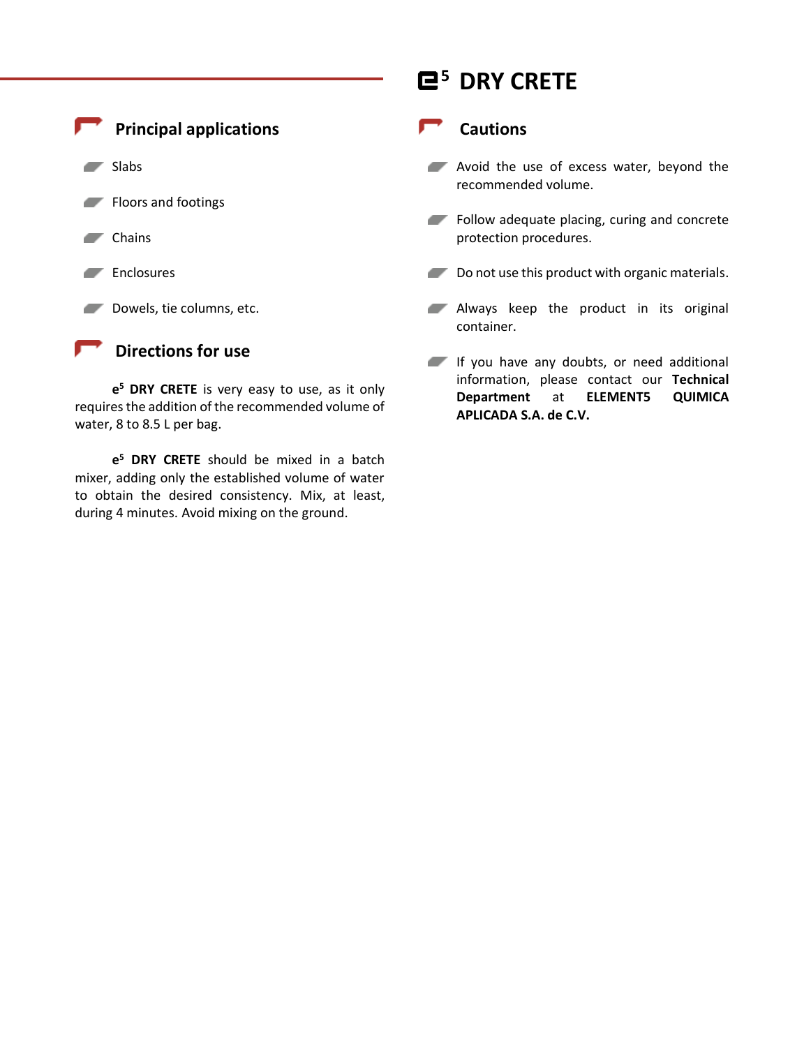# e5 DRY CRETE

## Principal applications

- Slabs
- Floors and footings
- Chains
- Enclosures
- Dowels, tie columns, etc.

## Directions for use

**e5 DRY CRETE** is very easy to use, as it only requires the addition of the recommended volume of water, 8 to 8.5 L per bag.

**e5 DRY CRETE** should be mixed in a batch mixer, adding only the established volume of water to obtain the desired consistency. Mix, at least, during 4 minutes. Avoid mixing on the ground.

## Cautions

- Avoid the use of excess water, beyond the recommended volume.
- Follow adequate placing, curing and concrete protection procedures.
- Do not use this product with organic materials.
- Always keep the product in its original container.
- If you have any doubts, or need additional information, please contact our **Technical Department** at **ELEMENT5 QUIMICA APLICADA S.A. de C.V.**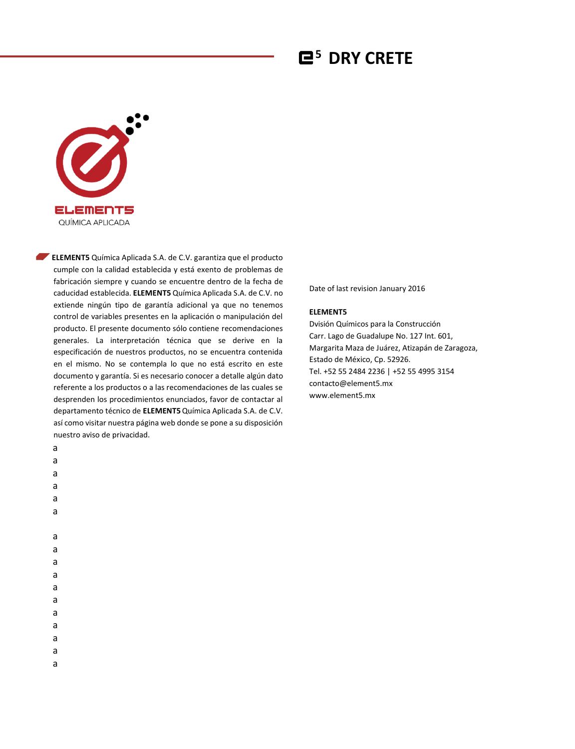# DRY CRETE

ELEMENTS
QUÍMICA APLICADA

**ELEMENT5** Química Aplicada S.A. de C.V. garantiza que el producto cumple con la calidad establecida y está exento de problemas de fabricación siempre y cuando se encuentre dentro de la fecha de caducidad establecida. **ELEMENT5** Química Aplicada S.A. de C.V. no extiende ningún tipo de garantía adicional ya que no tenemos control de variables presentes en la aplicación o manipulación del producto. El presente documento sólo contiene recomendaciones generales. La interpretación técnica que se derive en la especificación de nuestros productos, no se encuentra contenida en el mismo. No se contempla lo que no está escrito en este documento y garantía. Si es necesario conocer a detalle algún dato referente a los productos o a las recomendaciones de las cuales se desprenden los procedimientos enunciados, favor de contactar al departamento técnico de **ELEMENT5** Química Aplicada S.A. de C.V. así como visitar nuestra página web donde se pone a su disposición nuestro aviso de privacidad.

a
a
a
a
a
a

a
a
a
a
a
a
a
a
a
a
a

Date of last revision January 2016

**ELEMENT5**
Dvisión Químicos para la Construcción
Carr. Lago de Guadalupe No. 127 Int. 601,
Margarita Maza de Juárez, Atizapán de Zaragoza,
Estado de México, Cp. 52926.
Tel. +52 55 2484 2236 | +52 55 4995 3154
contacto@element5.mx
www.element5.mx